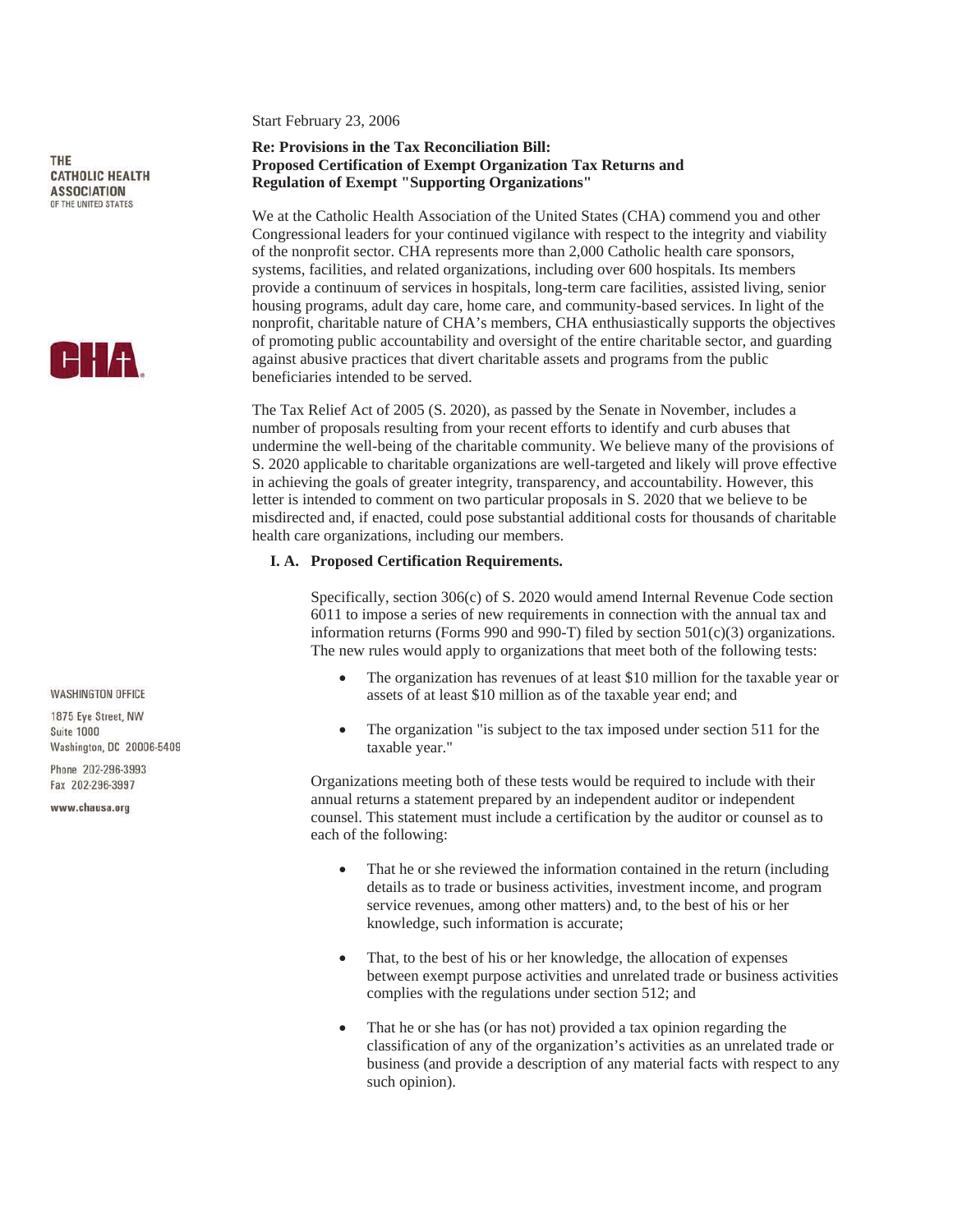THE CATHOLIC HEALTH ASSOCIATION OF THE UNITED STATES

CHA

WASHINGTON OFFICE

1875 Eye Street, NW
Suite 1000
Washington, DC 20006-5409

Phone 202-296-3993
Fax 202-296-3997

www.chausa.org

Start February 23, 2006

**Re: Provisions in the Tax Reconciliation Bill:**
**Proposed Certification of Exempt Organization Tax Returns and Regulation of Exempt "Supporting Organizations"**

We at the Catholic Health Association of the United States (CHA) commend you and other Congressional leaders for your continued vigilance with respect to the integrity and viability of the nonprofit sector. CHA represents more than 2,000 Catholic health care sponsors, systems, facilities, and related organizations, including over 600 hospitals. Its members provide a continuum of services in hospitals, long-term care facilities, assisted living, senior housing programs, adult day care, home care, and community-based services. In light of the nonprofit, charitable nature of CHA's members, CHA enthusiastically supports the objectives of promoting public accountability and oversight of the entire charitable sector, and guarding against abusive practices that divert charitable assets and programs from the public beneficiaries intended to be served.

The Tax Relief Act of 2005 (S. 2020), as passed by the Senate in November, includes a number of proposals resulting from your recent efforts to identify and curb abuses that undermine the well-being of the charitable community. We believe many of the provisions of S. 2020 applicable to charitable organizations are well-targeted and likely will prove effective in achieving the goals of greater integrity, transparency, and accountability. However, this letter is intended to comment on two particular proposals in S. 2020 that we believe to be misdirected and, if enacted, could pose substantial additional costs for thousands of charitable health care organizations, including our members.

**I. A. Proposed Certification Requirements.**

Specifically, section 306(c) of S. 2020 would amend Internal Revenue Code section 6011 to impose a series of new requirements in connection with the annual tax and information returns (Forms 990 and 990-T) filed by section 501(c)(3) organizations. The new rules would apply to organizations that meet both of the following tests:

- The organization has revenues of at least $10 million for the taxable year or assets of at least $10 million as of the taxable year end; and
- The organization "is subject to the tax imposed under section 511 for the taxable year."

Organizations meeting both of these tests would be required to include with their annual returns a statement prepared by an independent auditor or independent counsel. This statement must include a certification by the auditor or counsel as to each of the following:

- That he or she reviewed the information contained in the return (including details as to trade or business activities, investment income, and program service revenues, among other matters) and, to the best of his or her knowledge, such information is accurate;
- That, to the best of his or her knowledge, the allocation of expenses between exempt purpose activities and unrelated trade or business activities complies with the regulations under section 512; and
- That he or she has (or has not) provided a tax opinion regarding the classification of any of the organization's activities as an unrelated trade or business (and provide a description of any material facts with respect to any such opinion).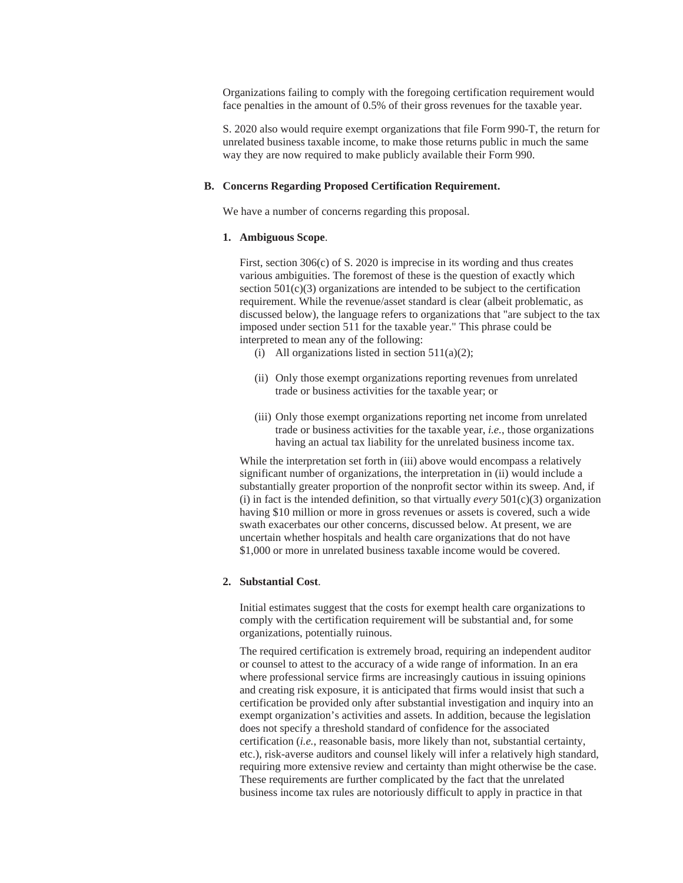Organizations failing to comply with the foregoing certification requirement would face penalties in the amount of 0.5% of their gross revenues for the taxable year.

S. 2020 also would require exempt organizations that file Form 990-T, the return for unrelated business taxable income, to make those returns public in much the same way they are now required to make publicly available their Form 990.

### B. Concerns Regarding Proposed Certification Requirement.

We have a number of concerns regarding this proposal.

#### 1. Ambiguous Scope.

First, section 306(c) of S. 2020 is imprecise in its wording and thus creates various ambiguities. The foremost of these is the question of exactly which section 501(c)(3) organizations are intended to be subject to the certification requirement. While the revenue/asset standard is clear (albeit problematic, as discussed below), the language refers to organizations that "are subject to the tax imposed under section 511 for the taxable year." This phrase could be interpreted to mean any of the following:

(i) All organizations listed in section 511(a)(2);

(ii) Only those exempt organizations reporting revenues from unrelated trade or business activities for the taxable year; or

(iii) Only those exempt organizations reporting net income from unrelated trade or business activities for the taxable year, *i.e.*, those organizations having an actual tax liability for the unrelated business income tax.

While the interpretation set forth in (iii) above would encompass a relatively significant number of organizations, the interpretation in (ii) would include a substantially greater proportion of the nonprofit sector within its sweep. And, if (i) in fact is the intended definition, so that virtually *every* 501(c)(3) organization having $10 million or more in gross revenues or assets is covered, such a wide swath exacerbates our other concerns, discussed below. At present, we are uncertain whether hospitals and health care organizations that do not have $1,000 or more in unrelated business taxable income would be covered.

#### 2. Substantial Cost.

Initial estimates suggest that the costs for exempt health care organizations to comply with the certification requirement will be substantial and, for some organizations, potentially ruinous.

The required certification is extremely broad, requiring an independent auditor or counsel to attest to the accuracy of a wide range of information. In an era where professional service firms are increasingly cautious in issuing opinions and creating risk exposure, it is anticipated that firms would insist that such a certification be provided only after substantial investigation and inquiry into an exempt organization's activities and assets. In addition, because the legislation does not specify a threshold standard of confidence for the associated certification (*i.e.*, reasonable basis, more likely than not, substantial certainty, etc.), risk-averse auditors and counsel likely will infer a relatively high standard, requiring more extensive review and certainty than might otherwise be the case. These requirements are further complicated by the fact that the unrelated business income tax rules are notoriously difficult to apply in practice in that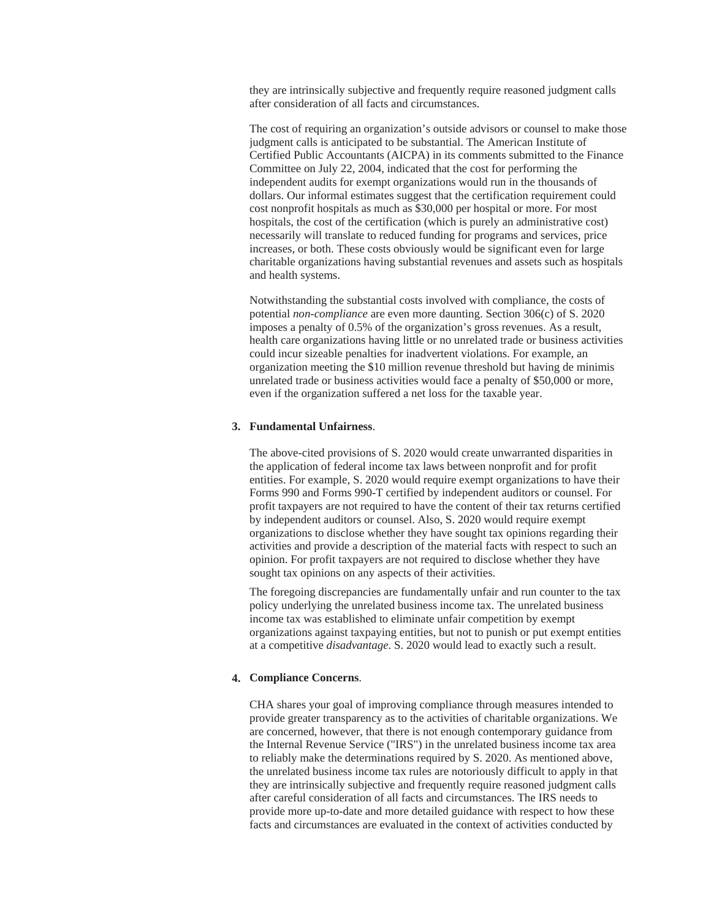they are intrinsically subjective and frequently require reasoned judgment calls after consideration of all facts and circumstances.

The cost of requiring an organization's outside advisors or counsel to make those judgment calls is anticipated to be substantial. The American Institute of Certified Public Accountants (AICPA) in its comments submitted to the Finance Committee on July 22, 2004, indicated that the cost for performing the independent audits for exempt organizations would run in the thousands of dollars. Our informal estimates suggest that the certification requirement could cost nonprofit hospitals as much as $30,000 per hospital or more. For most hospitals, the cost of the certification (which is purely an administrative cost) necessarily will translate to reduced funding for programs and services, price increases, or both. These costs obviously would be significant even for large charitable organizations having substantial revenues and assets such as hospitals and health systems.

Notwithstanding the substantial costs involved with compliance, the costs of potential *non-compliance* are even more daunting. Section 306(c) of S. 2020 imposes a penalty of 0.5% of the organization's gross revenues. As a result, health care organizations having little or no unrelated trade or business activities could incur sizeable penalties for inadvertent violations. For example, an organization meeting the $10 million revenue threshold but having de minimis unrelated trade or business activities would face a penalty of $50,000 or more, even if the organization suffered a net loss for the taxable year.

3. **Fundamental Unfairness**.

The above-cited provisions of S. 2020 would create unwarranted disparities in the application of federal income tax laws between nonprofit and for profit entities. For example, S. 2020 would require exempt organizations to have their Forms 990 and Forms 990-T certified by independent auditors or counsel. For profit taxpayers are not required to have the content of their tax returns certified by independent auditors or counsel. Also, S. 2020 would require exempt organizations to disclose whether they have sought tax opinions regarding their activities and provide a description of the material facts with respect to such an opinion. For profit taxpayers are not required to disclose whether they have sought tax opinions on any aspects of their activities.

The foregoing discrepancies are fundamentally unfair and run counter to the tax policy underlying the unrelated business income tax. The unrelated business income tax was established to eliminate unfair competition by exempt organizations against taxpaying entities, but not to punish or put exempt entities at a competitive *disadvantage*. S. 2020 would lead to exactly such a result.

4. **Compliance Concerns**.

CHA shares your goal of improving compliance through measures intended to provide greater transparency as to the activities of charitable organizations. We are concerned, however, that there is not enough contemporary guidance from the Internal Revenue Service ("IRS") in the unrelated business income tax area to reliably make the determinations required by S. 2020. As mentioned above, the unrelated business income tax rules are notoriously difficult to apply in that they are intrinsically subjective and frequently require reasoned judgment calls after careful consideration of all facts and circumstances. The IRS needs to provide more up-to-date and more detailed guidance with respect to how these facts and circumstances are evaluated in the context of activities conducted by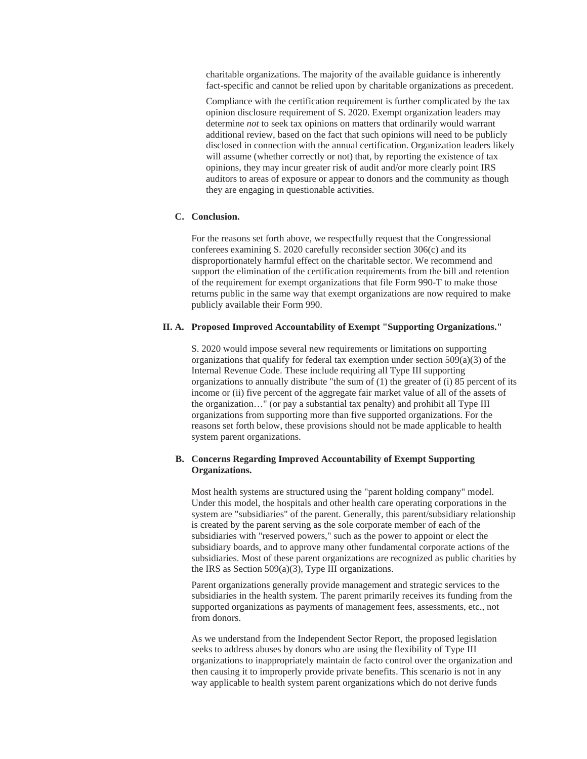charitable organizations. The majority of the available guidance is inherently fact-specific and cannot be relied upon by charitable organizations as precedent.

Compliance with the certification requirement is further complicated by the tax opinion disclosure requirement of S. 2020. Exempt organization leaders may determine *not* to seek tax opinions on matters that ordinarily would warrant additional review, based on the fact that such opinions will need to be publicly disclosed in connection with the annual certification. Organization leaders likely will assume (whether correctly or not) that, by reporting the existence of tax opinions, they may incur greater risk of audit and/or more clearly point IRS auditors to areas of exposure or appear to donors and the community as though they are engaging in questionable activities.

### C. Conclusion.

For the reasons set forth above, we respectfully request that the Congressional conferees examining S. 2020 carefully reconsider section 306(c) and its disproportionately harmful effect on the charitable sector. We recommend and support the elimination of the certification requirements from the bill and retention of the requirement for exempt organizations that file Form 990-T to make those returns public in the same way that exempt organizations are now required to make publicly available their Form 990.

### II. A. Proposed Improved Accountability of Exempt "Supporting Organizations."

S. 2020 would impose several new requirements or limitations on supporting organizations that qualify for federal tax exemption under section 509(a)(3) of the Internal Revenue Code. These include requiring all Type III supporting organizations to annually distribute "the sum of (1) the greater of (i) 85 percent of its income or (ii) five percent of the aggregate fair market value of all of the assets of the organization…" (or pay a substantial tax penalty) and prohibit all Type III organizations from supporting more than five supported organizations. For the reasons set forth below, these provisions should not be made applicable to health system parent organizations.

### B. Concerns Regarding Improved Accountability of Exempt Supporting Organizations.

Most health systems are structured using the "parent holding company" model. Under this model, the hospitals and other health care operating corporations in the system are "subsidiaries" of the parent. Generally, this parent/subsidiary relationship is created by the parent serving as the sole corporate member of each of the subsidiaries with "reserved powers," such as the power to appoint or elect the subsidiary boards, and to approve many other fundamental corporate actions of the subsidiaries. Most of these parent organizations are recognized as public charities by the IRS as Section 509(a)(3), Type III organizations.

Parent organizations generally provide management and strategic services to the subsidiaries in the health system. The parent primarily receives its funding from the supported organizations as payments of management fees, assessments, etc., not from donors.

As we understand from the Independent Sector Report, the proposed legislation seeks to address abuses by donors who are using the flexibility of Type III organizations to inappropriately maintain de facto control over the organization and then causing it to improperly provide private benefits. This scenario is not in any way applicable to health system parent organizations which do not derive funds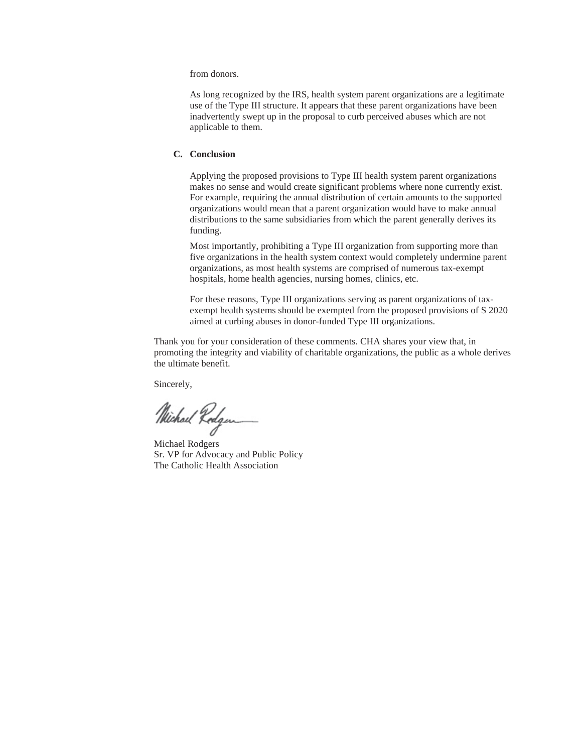from donors.

As long recognized by the IRS, health system parent organizations are a legitimate use of the Type III structure. It appears that these parent organizations have been inadvertently swept up in the proposal to curb perceived abuses which are not applicable to them.

**C. Conclusion**

Applying the proposed provisions to Type III health system parent organizations makes no sense and would create significant problems where none currently exist. For example, requiring the annual distribution of certain amounts to the supported organizations would mean that a parent organization would have to make annual distributions to the same subsidiaries from which the parent generally derives its funding.

Most importantly, prohibiting a Type III organization from supporting more than five organizations in the health system context would completely undermine parent organizations, as most health systems are comprised of numerous tax-exempt hospitals, home health agencies, nursing homes, clinics, etc.

For these reasons, Type III organizations serving as parent organizations of tax-exempt health systems should be exempted from the proposed provisions of S 2020 aimed at curbing abuses in donor-funded Type III organizations.

Thank you for your consideration of these comments. CHA shares your view that, in promoting the integrity and viability of charitable organizations, the public as a whole derives the ultimate benefit.

Sincerely,

Michael Rodgers
Sr. VP for Advocacy and Public Policy
The Catholic Health Association